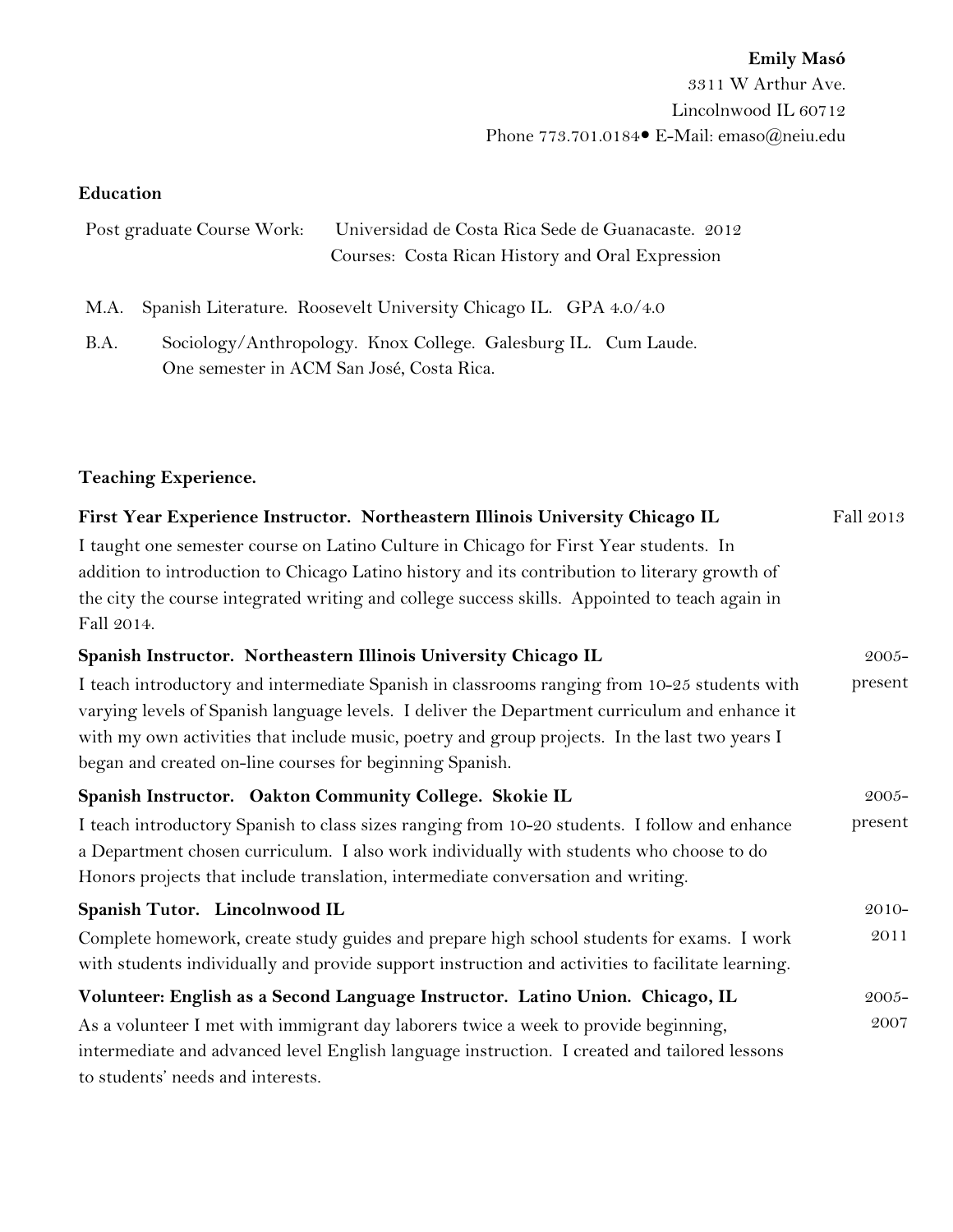**Emily Masó**
3311 W Arthur Ave.
Lincolnwood IL 60712
Phone 773.701.0184• E-Mail: emaso@neiu.edu

## Education

Post graduate Course Work: Universidad de Costa Rica Sede de Guanacaste. 2012
Courses: Costa Rican History and Oral Expression

M.A. Spanish Literature. Roosevelt University Chicago IL. GPA 4.0/4.0

B.A. Sociology/Anthropology. Knox College. Galesburg IL. Cum Laude.
One semester in ACM San José, Costa Rica.

## Teaching Experience.

**First Year Experience Instructor. Northeastern Illinois University Chicago IL** Fall 2013

I taught one semester course on Latino Culture in Chicago for First Year students. In addition to introduction to Chicago Latino history and its contribution to literary growth of the city the course integrated writing and college success skills. Appointed to teach again in Fall 2014.

**Spanish Instructor. Northeastern Illinois University Chicago IL** 2005-present

I teach introductory and intermediate Spanish in classrooms ranging from 10-25 students with varying levels of Spanish language levels. I deliver the Department curriculum and enhance it with my own activities that include music, poetry and group projects. In the last two years I began and created on-line courses for beginning Spanish.

**Spanish Instructor. Oakton Community College. Skokie IL** 2005-present

I teach introductory Spanish to class sizes ranging from 10-20 students. I follow and enhance a Department chosen curriculum. I also work individually with students who choose to do Honors projects that include translation, intermediate conversation and writing.

**Spanish Tutor. Lincolnwood IL** 2010-2011

Complete homework, create study guides and prepare high school students for exams. I work with students individually and provide support instruction and activities to facilitate learning.

**Volunteer: English as a Second Language Instructor. Latino Union. Chicago, IL** 2005-2007

As a volunteer I met with immigrant day laborers twice a week to provide beginning, intermediate and advanced level English language instruction. I created and tailored lessons to students' needs and interests.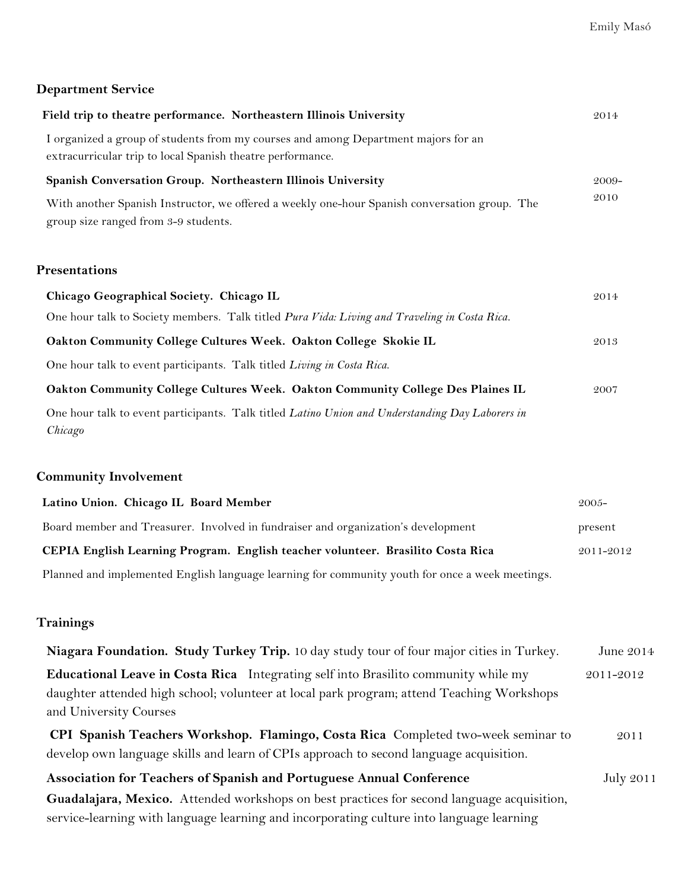## Department Service

**Field trip to theatre performance. Northeastern Illinois University** 2014

I organized a group of students from my courses and among Department majors for an extracurricular trip to local Spanish theatre performance.

**Spanish Conversation Group. Northeastern Illinois University** 2009-2010

With another Spanish Instructor, we offered a weekly one-hour Spanish conversation group. The group size ranged from 3-9 students.

## Presentations

**Chicago Geographical Society. Chicago IL** 2014

One hour talk to Society members. Talk titled *Pura Vida: Living and Traveling in Costa Rica.*

**Oakton Community College Cultures Week. Oakton College Skokie IL** 2013

One hour talk to event participants. Talk titled *Living in Costa Rica.*

**Oakton Community College Cultures Week. Oakton Community College Des Plaines IL** 2007

One hour talk to event participants. Talk titled *Latino Union and Understanding Day Laborers in Chicago*

## Community Involvement

**Latino Union. Chicago IL Board Member** 2005-present

Board member and Treasurer. Involved in fundraiser and organization's development

**CEPIA English Learning Program. English teacher volunteer. Brasilito Costa Rica** 2011-2012

Planned and implemented English language learning for community youth for once a week meetings.

## Trainings

**Niagara Foundation. Study Turkey Trip.** 10 day study tour of four major cities in Turkey. June 2014

**Educational Leave in Costa Rica** Integrating self into Brasilito community while my daughter attended high school; volunteer at local park program; attend Teaching Workshops and University Courses 2011-2012

**CPI Spanish Teachers Workshop. Flamingo, Costa Rica** Completed two-week seminar to develop own language skills and learn of CPIs approach to second language acquisition. 2011

**Association for Teachers of Spanish and Portuguese Annual Conference** July 2011

**Guadalajara, Mexico.** Attended workshops on best practices for second language acquisition, service-learning with language learning and incorporating culture into language learning